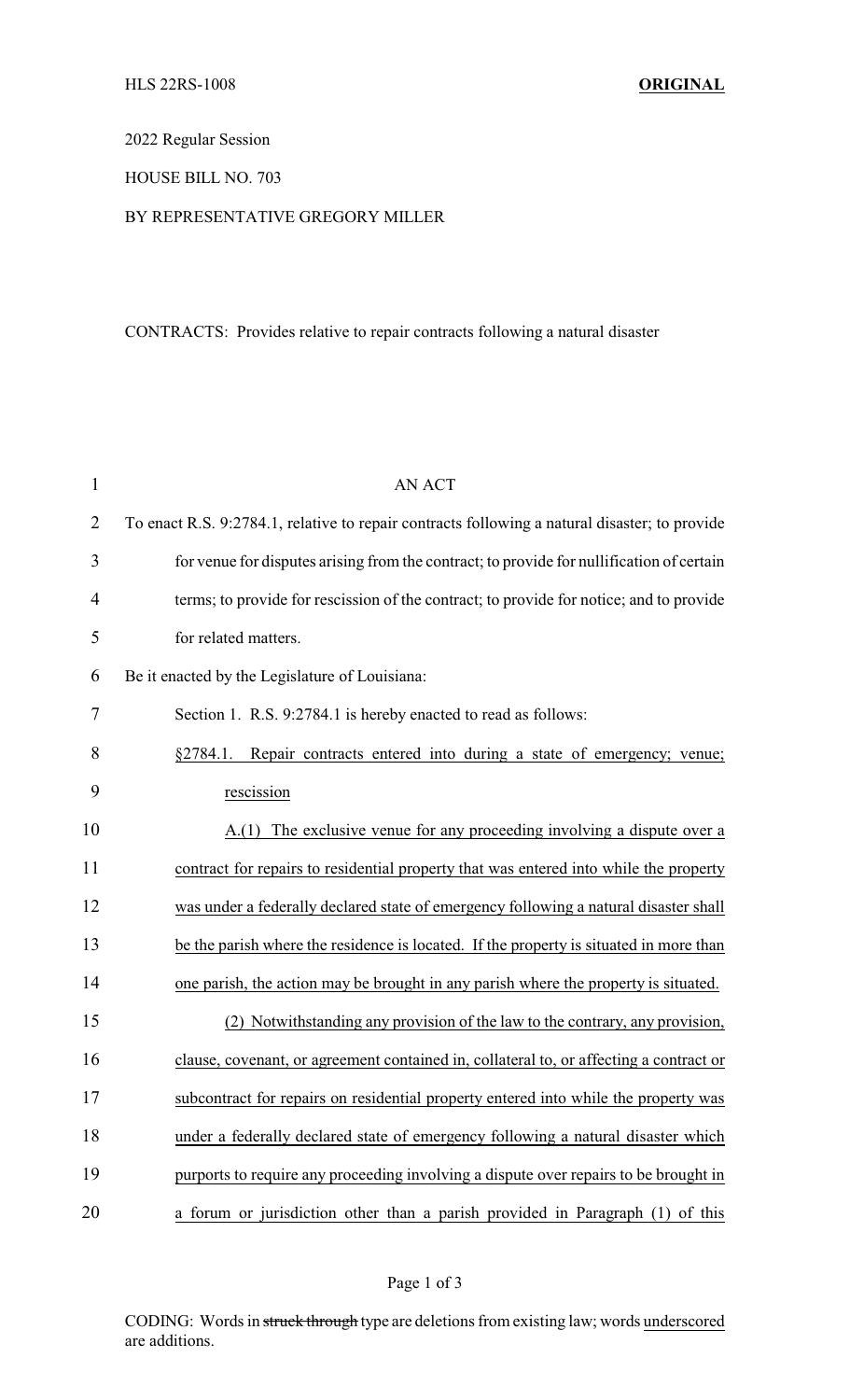HLS 22RS-1008 **ORIGINAL**

2022 Regular Session

HOUSE BILL NO. 703

BY REPRESENTATIVE GREGORY MILLER

CONTRACTS: Provides relative to repair contracts following a natural disaster

AN ACT

To enact R.S. 9:2784.1, relative to repair contracts following a natural disaster; to provide for venue for disputes arising from the contract; to provide for nullification of certain terms; to provide for rescission of the contract; to provide for notice; and to provide for related matters.

Be it enacted by the Legislature of Louisiana:

Section 1. R.S. 9:2784.1 is hereby enacted to read as follows:

§2784.1. Repair contracts entered into during a state of emergency; venue; rescission

A.(1) The exclusive venue for any proceeding involving a dispute over a contract for repairs to residential property that was entered into while the property was under a federally declared state of emergency following a natural disaster shall be the parish where the residence is located. If the property is situated in more than one parish, the action may be brought in any parish where the property is situated.

(2) Notwithstanding any provision of the law to the contrary, any provision, clause, covenant, or agreement contained in, collateral to, or affecting a contract or subcontract for repairs on residential property entered into while the property was under a federally declared state of emergency following a natural disaster which purports to require any proceeding involving a dispute over repairs to be brought in a forum or jurisdiction other than a parish provided in Paragraph (1) of this

CODING: Words in ~~struck through~~ type are deletions from existing law; words underscored are additions.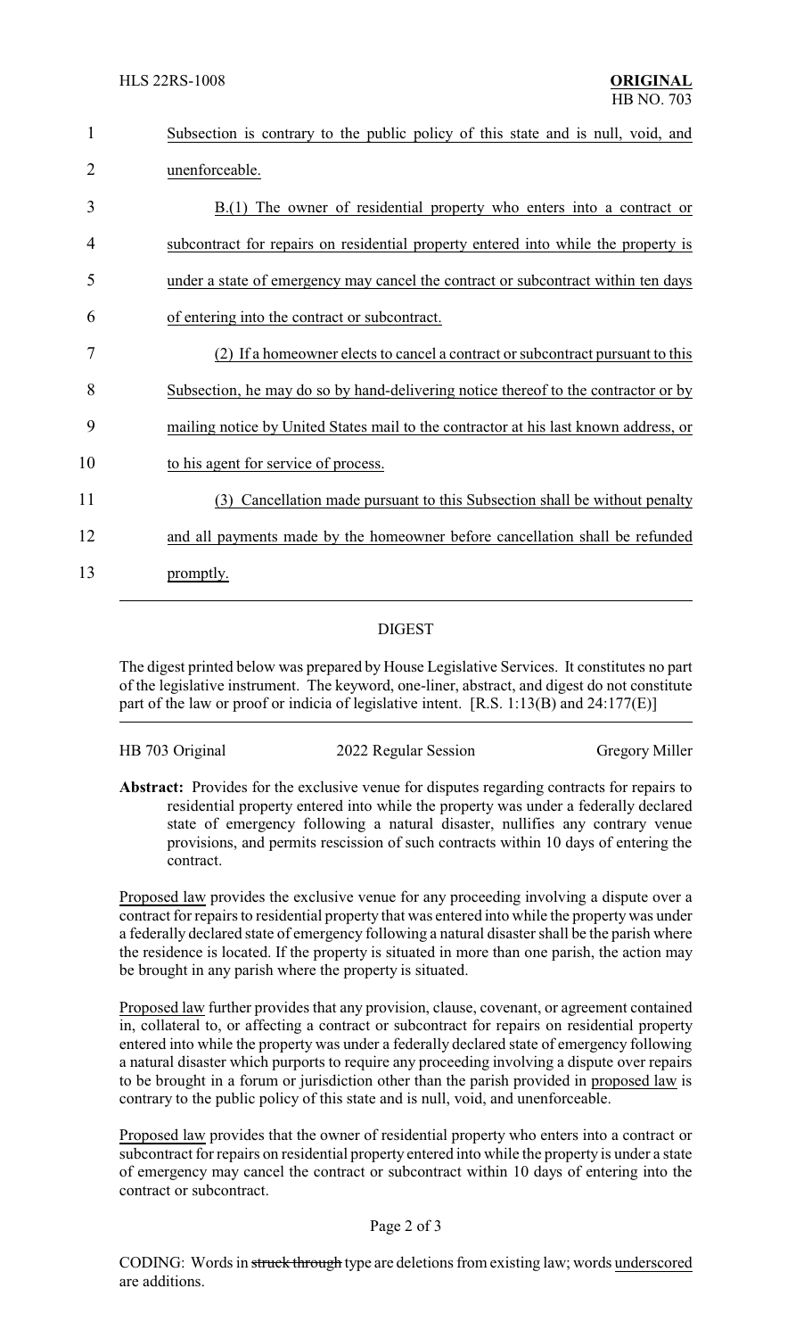Subsection is contrary to the public policy of this state and is null, void, and unenforceable.

B.(1) The owner of residential property who enters into a contract or subcontract for repairs on residential property entered into while the property is under a state of emergency may cancel the contract or subcontract within ten days of entering into the contract or subcontract.

(2) If a homeowner elects to cancel a contract or subcontract pursuant to this Subsection, he may do so by hand-delivering notice thereof to the contractor or by mailing notice by United States mail to the contractor at his last known address, or to his agent for service of process.

(3) Cancellation made pursuant to this Subsection shall be without penalty and all payments made by the homeowner before cancellation shall be refunded promptly.

## DIGEST

The digest printed below was prepared by House Legislative Services. It constitutes no part of the legislative instrument. The keyword, one-liner, abstract, and digest do not constitute part of the law or proof or indicia of legislative intent. [R.S. 1:13(B) and 24:177(E)]

HB 703 Original | 2022 Regular Session | Gregory Miller

**Abstract:** Provides for the exclusive venue for disputes regarding contracts for repairs to residential property entered into while the property was under a federally declared state of emergency following a natural disaster, nullifies any contrary venue provisions, and permits rescission of such contracts within 10 days of entering the contract.

Proposed law provides the exclusive venue for any proceeding involving a dispute over a contract for repairs to residential property that was entered into while the property was under a federally declared state of emergency following a natural disaster shall be the parish where the residence is located. If the property is situated in more than one parish, the action may be brought in any parish where the property is situated.

Proposed law further provides that any provision, clause, covenant, or agreement contained in, collateral to, or affecting a contract or subcontract for repairs on residential property entered into while the property was under a federally declared state of emergency following a natural disaster which purports to require any proceeding involving a dispute over repairs to be brought in a forum or jurisdiction other than the parish provided in proposed law is contrary to the public policy of this state and is null, void, and unenforceable.

Proposed law provides that the owner of residential property who enters into a contract or subcontract for repairs on residential property entered into while the property is under a state of emergency may cancel the contract or subcontract within 10 days of entering into the contract or subcontract.

CODING: Words in ~~struck through~~ type are deletions from existing law; words underscored are additions.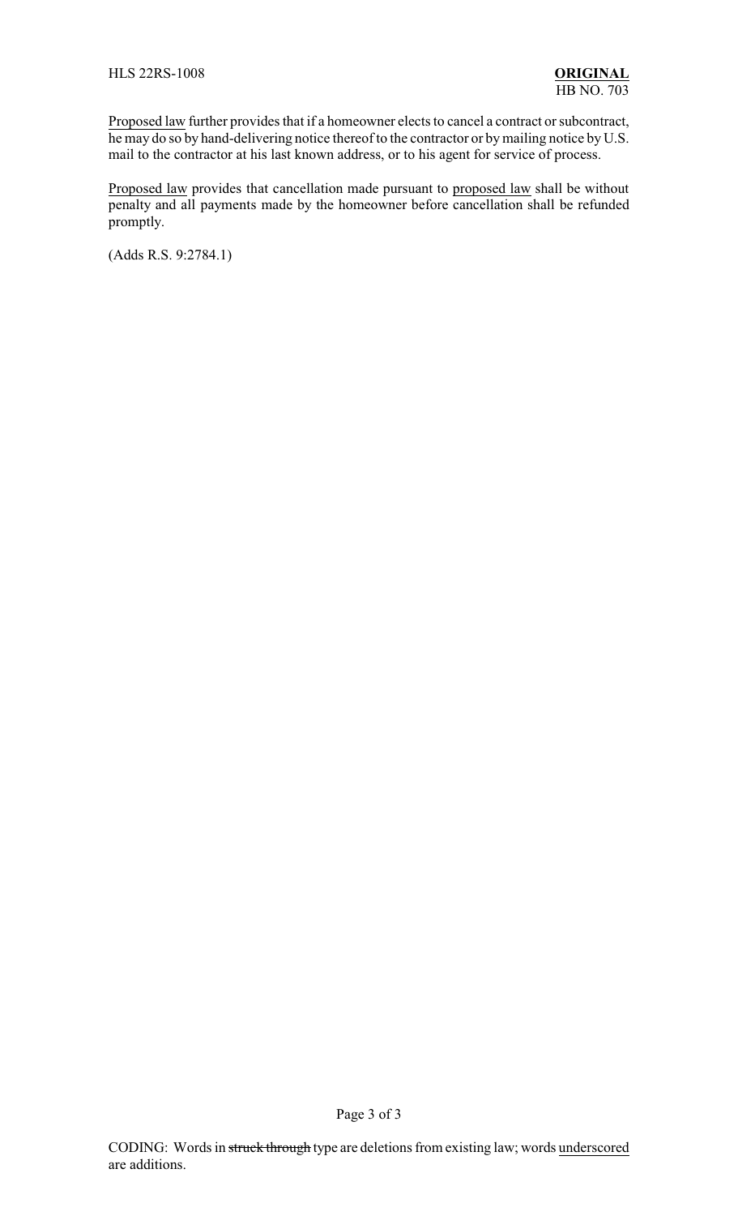Proposed law further provides that if a homeowner elects to cancel a contract or subcontract, he may do so by hand-delivering notice thereof to the contractor or by mailing notice by U.S. mail to the contractor at his last known address, or to his agent for service of process.

Proposed law provides that cancellation made pursuant to proposed law shall be without penalty and all payments made by the homeowner before cancellation shall be refunded promptly.

(Adds R.S. 9:2784.1)